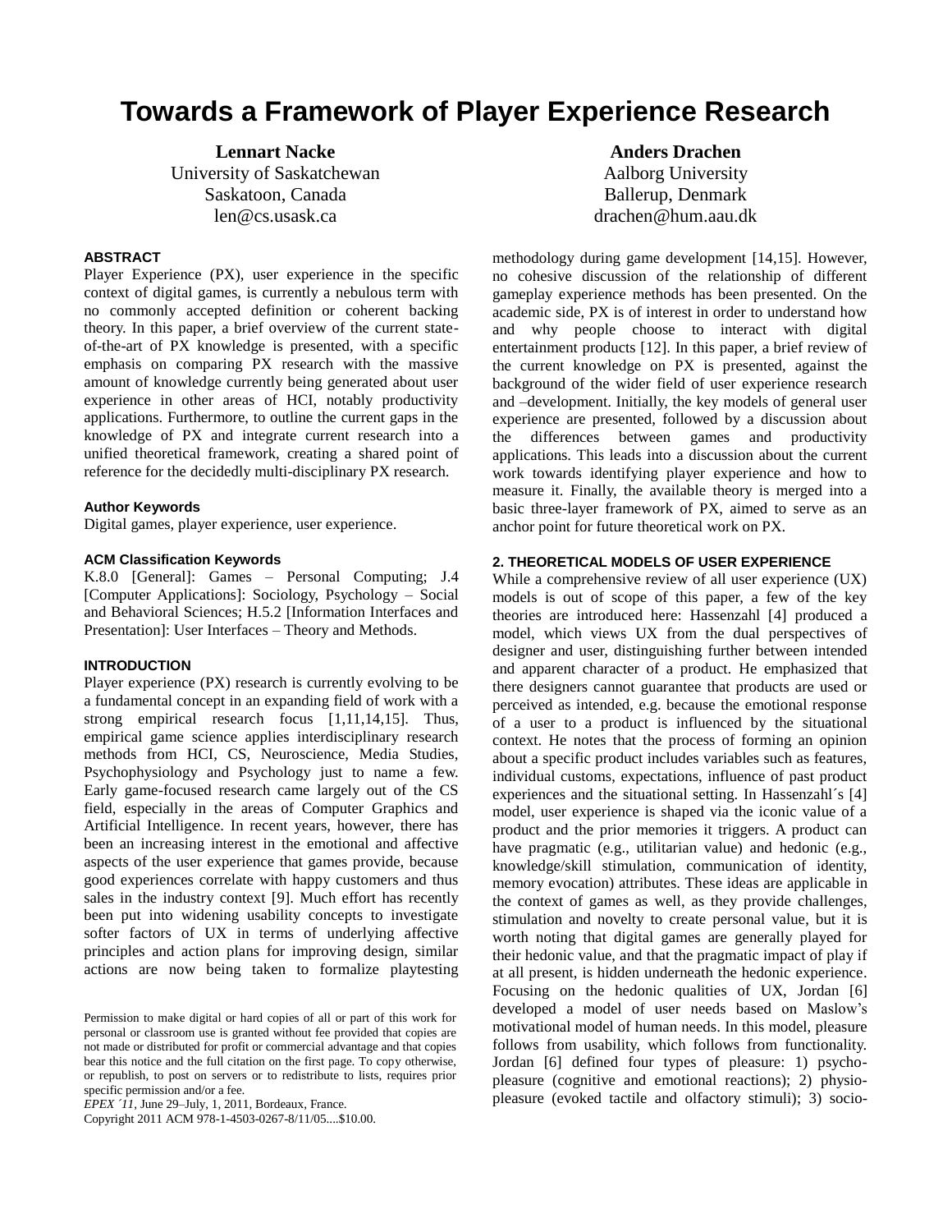# Towards a Framework of Player Experience Research

**Lennart Nacke**
University of Saskatchewan
Saskatoon, Canada
len@cs.usask.ca

**Anders Drachen**
Aalborg University
Ballerup, Denmark
drachen@hum.aau.dk

#### ABSTRACT

Player Experience (PX), user experience in the specific context of digital games, is currently a nebulous term with no commonly accepted definition or coherent backing theory. In this paper, a brief overview of the current state-of-the-art of PX knowledge is presented, with a specific emphasis on comparing PX research with the massive amount of knowledge currently being generated about user experience in other areas of HCI, notably productivity applications. Furthermore, to outline the current gaps in the knowledge of PX and integrate current research into a unified theoretical framework, creating a shared point of reference for the decidedly multi-disciplinary PX research.

#### Author Keywords

Digital games, player experience, user experience.

#### ACM Classification Keywords

K.8.0 [General]: Games – Personal Computing; J.4 [Computer Applications]: Sociology, Psychology – Social and Behavioral Sciences; H.5.2 [Information Interfaces and Presentation]: User Interfaces – Theory and Methods.

#### INTRODUCTION

Player experience (PX) research is currently evolving to be a fundamental concept in an expanding field of work with a strong empirical research focus [1,11,14,15]. Thus, empirical game science applies interdisciplinary research methods from HCI, CS, Neuroscience, Media Studies, Psychophysiology and Psychology just to name a few. Early game-focused research came largely out of the CS field, especially in the areas of Computer Graphics and Artificial Intelligence. In recent years, however, there has been an increasing interest in the emotional and affective aspects of the user experience that games provide, because good experiences correlate with happy customers and thus sales in the industry context [9]. Much effort has recently been put into widening usability concepts to investigate softer factors of UX in terms of underlying affective principles and action plans for improving design, similar actions are now being taken to formalize playtesting methodology during game development [14,15]. However, no cohesive discussion of the relationship of different gameplay experience methods has been presented. On the academic side, PX is of interest in order to understand how and why people choose to interact with digital entertainment products [12]. In this paper, a brief review of the current knowledge on PX is presented, against the background of the wider field of user experience research and –development. Initially, the key models of general user experience are presented, followed by a discussion about the differences between games and productivity applications. This leads into a discussion about the current work towards identifying player experience and how to measure it. Finally, the available theory is merged into a basic three-layer framework of PX, aimed to serve as an anchor point for future theoretical work on PX.

Permission to make digital or hard copies of all or part of this work for personal or classroom use is granted without fee provided that copies are not made or distributed for profit or commercial advantage and that copies bear this notice and the full citation on the first page. To copy otherwise, or republish, to post on servers or to redistribute to lists, requires prior specific permission and/or a fee.
*EPEX ´11*, June 29–July, 1, 2011, Bordeaux, France.
Copyright 2011 ACM 978-1-4503-0267-8/11/05....$10.00.

#### 2. THEORETICAL MODELS OF USER EXPERIENCE

While a comprehensive review of all user experience (UX) models is out of scope of this paper, a few of the key theories are introduced here: Hassenzahl [4] produced a model, which views UX from the dual perspectives of designer and user, distinguishing further between intended and apparent character of a product. He emphasized that there designers cannot guarantee that products are used or perceived as intended, e.g. because the emotional response of a user to a product is influenced by the situational context. He notes that the process of forming an opinion about a specific product includes variables such as features, individual customs, expectations, influence of past product experiences and the situational setting. In Hassenzahl´s [4] model, user experience is shaped via the iconic value of a product and the prior memories it triggers. A product can have pragmatic (e.g., utilitarian value) and hedonic (e.g., knowledge/skill stimulation, communication of identity, memory evocation) attributes. These ideas are applicable in the context of games as well, as they provide challenges, stimulation and novelty to create personal value, but it is worth noting that digital games are generally played for their hedonic value, and that the pragmatic impact of play if at all present, is hidden underneath the hedonic experience. Focusing on the hedonic qualities of UX, Jordan [6] developed a model of user needs based on Maslow's motivational model of human needs. In this model, pleasure follows from usability, which follows from functionality. Jordan [6] defined four types of pleasure: 1) psycho-pleasure (cognitive and emotional reactions); 2) physio-pleasure (evoked tactile and olfactory stimuli); 3) socio-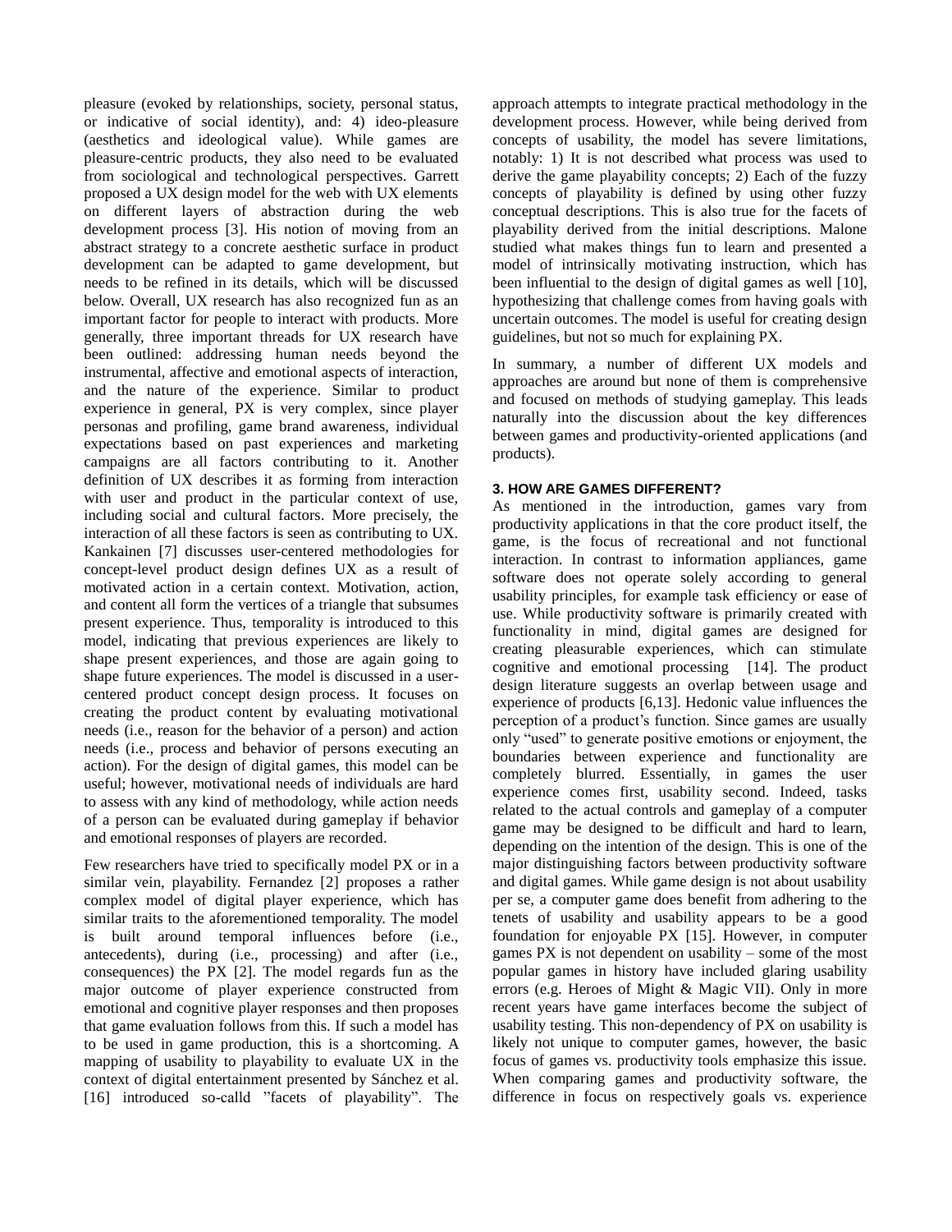pleasure (evoked by relationships, society, personal status, or indicative of social identity), and: 4) ideo-pleasure (aesthetics and ideological value). While games are pleasure-centric products, they also need to be evaluated from sociological and technological perspectives. Garrett proposed a UX design model for the web with UX elements on different layers of abstraction during the web development process [3]. His notion of moving from an abstract strategy to a concrete aesthetic surface in product development can be adapted to game development, but needs to be refined in its details, which will be discussed below. Overall, UX research has also recognized fun as an important factor for people to interact with products. More generally, three important threads for UX research have been outlined: addressing human needs beyond the instrumental, affective and emotional aspects of interaction, and the nature of the experience. Similar to product experience in general, PX is very complex, since player personas and profiling, game brand awareness, individual expectations based on past experiences and marketing campaigns are all factors contributing to it. Another definition of UX describes it as forming from interaction with user and product in the particular context of use, including social and cultural factors. More precisely, the interaction of all these factors is seen as contributing to UX. Kankainen [7] discusses user-centered methodologies for concept-level product design defines UX as a result of motivated action in a certain context. Motivation, action, and content all form the vertices of a triangle that subsumes present experience. Thus, temporality is introduced to this model, indicating that previous experiences are likely to shape present experiences, and those are again going to shape future experiences. The model is discussed in a user-centered product concept design process. It focuses on creating the product content by evaluating motivational needs (i.e., reason for the behavior of a person) and action needs (i.e., process and behavior of persons executing an action). For the design of digital games, this model can be useful; however, motivational needs of individuals are hard to assess with any kind of methodology, while action needs of a person can be evaluated during gameplay if behavior and emotional responses of players are recorded.

Few researchers have tried to specifically model PX or in a similar vein, playability. Fernandez [2] proposes a rather complex model of digital player experience, which has similar traits to the aforementioned temporality. The model is built around temporal influences before (i.e., antecedents), during (i.e., processing) and after (i.e., consequences) the PX [2]. The model regards fun as the major outcome of player experience constructed from emotional and cognitive player responses and then proposes that game evaluation follows from this. If such a model has to be used in game production, this is a shortcoming. A mapping of usability to playability to evaluate UX in the context of digital entertainment presented by Sánchez et al. [16] introduced so-calld "facets of playability". The approach attempts to integrate practical methodology in the development process. However, while being derived from concepts of usability, the model has severe limitations, notably: 1) It is not described what process was used to derive the game playability concepts; 2) Each of the fuzzy concepts of playability is defined by using other fuzzy conceptual descriptions. This is also true for the facets of playability derived from the initial descriptions. Malone studied what makes things fun to learn and presented a model of intrinsically motivating instruction, which has been influential to the design of digital games as well [10], hypothesizing that challenge comes from having goals with uncertain outcomes. The model is useful for creating design guidelines, but not so much for explaining PX.

In summary, a number of different UX models and approaches are around but none of them is comprehensive and focused on methods of studying gameplay. This leads naturally into the discussion about the key differences between games and productivity-oriented applications (and products).

## 3. HOW ARE GAMES DIFFERENT?

As mentioned in the introduction, games vary from productivity applications in that the core product itself, the game, is the focus of recreational and not functional interaction. In contrast to information appliances, game software does not operate solely according to general usability principles, for example task efficiency or ease of use. While productivity software is primarily created with functionality in mind, digital games are designed for creating pleasurable experiences, which can stimulate cognitive and emotional processing [14]. The product design literature suggests an overlap between usage and experience of products [6,13]. Hedonic value influences the perception of a product's function. Since games are usually only "used" to generate positive emotions or enjoyment, the boundaries between experience and functionality are completely blurred. Essentially, in games the user experience comes first, usability second. Indeed, tasks related to the actual controls and gameplay of a computer game may be designed to be difficult and hard to learn, depending on the intention of the design. This is one of the major distinguishing factors between productivity software and digital games. While game design is not about usability per se, a computer game does benefit from adhering to the tenets of usability and usability appears to be a good foundation for enjoyable PX [15]. However, in computer games PX is not dependent on usability – some of the most popular games in history have included glaring usability errors (e.g. Heroes of Might & Magic VII). Only in more recent years have game interfaces become the subject of usability testing. This non-dependency of PX on usability is likely not unique to computer games, however, the basic focus of games vs. productivity tools emphasize this issue. When comparing games and productivity software, the difference in focus on respectively goals vs. experience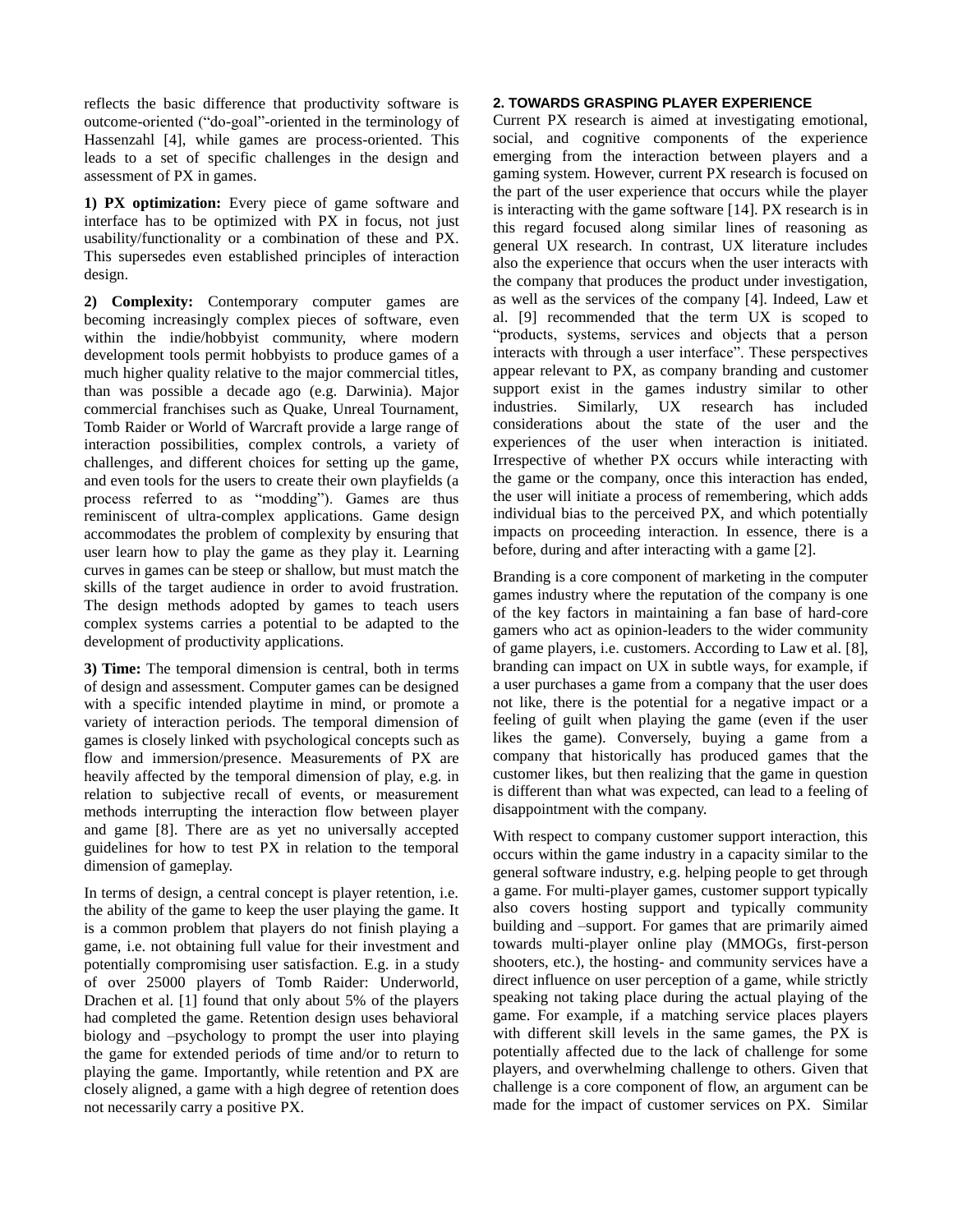reflects the basic difference that productivity software is outcome-oriented ("do-goal"-oriented in the terminology of Hassenzahl [4], while games are process-oriented. This leads to a set of specific challenges in the design and assessment of PX in games.

**1) PX optimization:** Every piece of game software and interface has to be optimized with PX in focus, not just usability/functionality or a combination of these and PX. This supersedes even established principles of interaction design.

**2) Complexity:** Contemporary computer games are becoming increasingly complex pieces of software, even within the indie/hobbyist community, where modern development tools permit hobbyists to produce games of a much higher quality relative to the major commercial titles, than was possible a decade ago (e.g. Darwinia). Major commercial franchises such as Quake, Unreal Tournament, Tomb Raider or World of Warcraft provide a large range of interaction possibilities, complex controls, a variety of challenges, and different choices for setting up the game, and even tools for the users to create their own playfields (a process referred to as "modding"). Games are thus reminiscent of ultra-complex applications. Game design accommodates the problem of complexity by ensuring that user learn how to play the game as they play it. Learning curves in games can be steep or shallow, but must match the skills of the target audience in order to avoid frustration. The design methods adopted by games to teach users complex systems carries a potential to be adapted to the development of productivity applications.

**3) Time:** The temporal dimension is central, both in terms of design and assessment. Computer games can be designed with a specific intended playtime in mind, or promote a variety of interaction periods. The temporal dimension of games is closely linked with psychological concepts such as flow and immersion/presence. Measurements of PX are heavily affected by the temporal dimension of play, e.g. in relation to subjective recall of events, or measurement methods interrupting the interaction flow between player and game [8]. There are as yet no universally accepted guidelines for how to test PX in relation to the temporal dimension of gameplay.

In terms of design, a central concept is player retention, i.e. the ability of the game to keep the user playing the game. It is a common problem that players do not finish playing a game, i.e. not obtaining full value for their investment and potentially compromising user satisfaction. E.g. in a study of over 25000 players of Tomb Raider: Underworld, Drachen et al. [1] found that only about 5% of the players had completed the game. Retention design uses behavioral biology and –psychology to prompt the user into playing the game for extended periods of time and/or to return to playing the game. Importantly, while retention and PX are closely aligned, a game with a high degree of retention does not necessarily carry a positive PX.

## 2. TOWARDS GRASPING PLAYER EXPERIENCE

Current PX research is aimed at investigating emotional, social, and cognitive components of the experience emerging from the interaction between players and a gaming system. However, current PX research is focused on the part of the user experience that occurs while the player is interacting with the game software [14]. PX research is in this regard focused along similar lines of reasoning as general UX research. In contrast, UX literature includes also the experience that occurs when the user interacts with the company that produces the product under investigation, as well as the services of the company [4]. Indeed, Law et al. [9] recommended that the term UX is scoped to "products, systems, services and objects that a person interacts with through a user interface". These perspectives appear relevant to PX, as company branding and customer support exist in the games industry similar to other industries. Similarly, UX research has included considerations about the state of the user and the experiences of the user when interaction is initiated. Irrespective of whether PX occurs while interacting with the game or the company, once this interaction has ended, the user will initiate a process of remembering, which adds individual bias to the perceived PX, and which potentially impacts on proceeding interaction. In essence, there is a before, during and after interacting with a game [2].

Branding is a core component of marketing in the computer games industry where the reputation of the company is one of the key factors in maintaining a fan base of hard-core gamers who act as opinion-leaders to the wider community of game players, i.e. customers. According to Law et al. [8], branding can impact on UX in subtle ways, for example, if a user purchases a game from a company that the user does not like, there is the potential for a negative impact or a feeling of guilt when playing the game (even if the user likes the game). Conversely, buying a game from a company that historically has produced games that the customer likes, but then realizing that the game in question is different than what was expected, can lead to a feeling of disappointment with the company.

With respect to company customer support interaction, this occurs within the game industry in a capacity similar to the general software industry, e.g. helping people to get through a game. For multi-player games, customer support typically also covers hosting support and typically community building and –support. For games that are primarily aimed towards multi-player online play (MMOGs, first-person shooters, etc.), the hosting- and community services have a direct influence on user perception of a game, while strictly speaking not taking place during the actual playing of the game. For example, if a matching service places players with different skill levels in the same games, the PX is potentially affected due to the lack of challenge for some players, and overwhelming challenge to others. Given that challenge is a core component of flow, an argument can be made for the impact of customer services on PX. Similar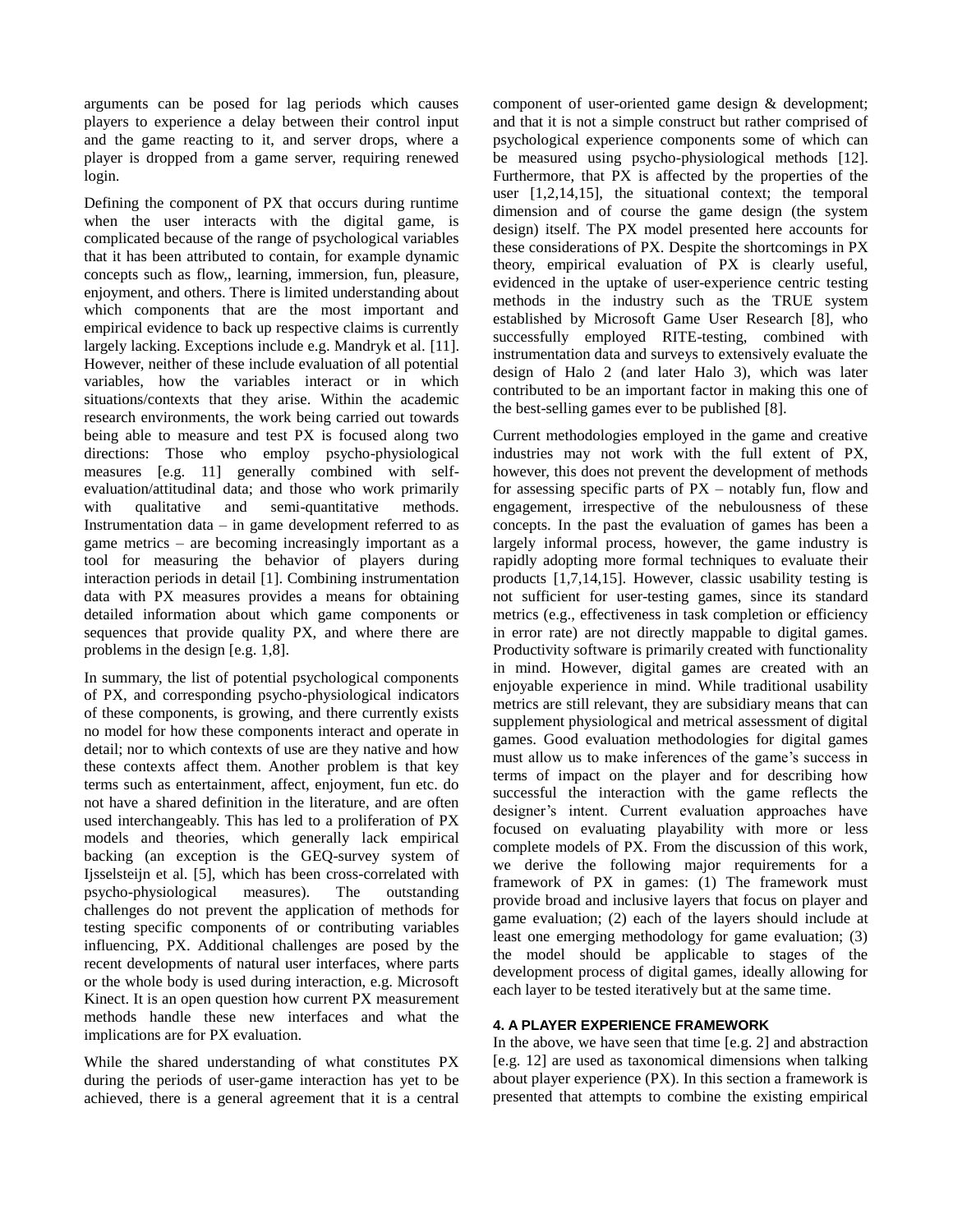arguments can be posed for lag periods which causes players to experience a delay between their control input and the game reacting to it, and server drops, where a player is dropped from a game server, requiring renewed login.

Defining the component of PX that occurs during runtime when the user interacts with the digital game, is complicated because of the range of psychological variables that it has been attributed to contain, for example dynamic concepts such as flow,, learning, immersion, fun, pleasure, enjoyment, and others. There is limited understanding about which components that are the most important and empirical evidence to back up respective claims is currently largely lacking. Exceptions include e.g. Mandryk et al. [11]. However, neither of these include evaluation of all potential variables, how the variables interact or in which situations/contexts that they arise. Within the academic research environments, the work being carried out towards being able to measure and test PX is focused along two directions: Those who employ psycho-physiological measures [e.g. 11] generally combined with self-evaluation/attitudinal data; and those who work primarily with qualitative and semi-quantitative methods. Instrumentation data – in game development referred to as game metrics – are becoming increasingly important as a tool for measuring the behavior of players during interaction periods in detail [1]. Combining instrumentation data with PX measures provides a means for obtaining detailed information about which game components or sequences that provide quality PX, and where there are problems in the design [e.g. 1,8].

In summary, the list of potential psychological components of PX, and corresponding psycho-physiological indicators of these components, is growing, and there currently exists no model for how these components interact and operate in detail; nor to which contexts of use are they native and how these contexts affect them. Another problem is that key terms such as entertainment, affect, enjoyment, fun etc. do not have a shared definition in the literature, and are often used interchangeably. This has led to a proliferation of PX models and theories, which generally lack empirical backing (an exception is the GEQ-survey system of Ijsselsteijn et al. [5], which has been cross-correlated with psycho-physiological measures). The outstanding challenges do not prevent the application of methods for testing specific components of or contributing variables influencing, PX. Additional challenges are posed by the recent developments of natural user interfaces, where parts or the whole body is used during interaction, e.g. Microsoft Kinect. It is an open question how current PX measurement methods handle these new interfaces and what the implications are for PX evaluation.

While the shared understanding of what constitutes PX during the periods of user-game interaction has yet to be achieved, there is a general agreement that it is a central component of user-oriented game design & development; and that it is not a simple construct but rather comprised of psychological experience components some of which can be measured using psycho-physiological methods [12]. Furthermore, that PX is affected by the properties of the user [1,2,14,15], the situational context; the temporal dimension and of course the game design (the system design) itself. The PX model presented here accounts for these considerations of PX. Despite the shortcomings in PX theory, empirical evaluation of PX is clearly useful, evidenced in the uptake of user-experience centric testing methods in the industry such as the TRUE system established by Microsoft Game User Research [8], who successfully employed RITE-testing, combined with instrumentation data and surveys to extensively evaluate the design of Halo 2 (and later Halo 3), which was later contributed to be an important factor in making this one of the best-selling games ever to be published [8].

Current methodologies employed in the game and creative industries may not work with the full extent of PX, however, this does not prevent the development of methods for assessing specific parts of PX – notably fun, flow and engagement, irrespective of the nebulousness of these concepts. In the past the evaluation of games has been a largely informal process, however, the game industry is rapidly adopting more formal techniques to evaluate their products [1,7,14,15]. However, classic usability testing is not sufficient for user-testing games, since its standard metrics (e.g., effectiveness in task completion or efficiency in error rate) are not directly mappable to digital games. Productivity software is primarily created with functionality in mind. However, digital games are created with an enjoyable experience in mind. While traditional usability metrics are still relevant, they are subsidiary means that can supplement physiological and metrical assessment of digital games. Good evaluation methodologies for digital games must allow us to make inferences of the game's success in terms of impact on the player and for describing how successful the interaction with the game reflects the designer's intent. Current evaluation approaches have focused on evaluating playability with more or less complete models of PX. From the discussion of this work, we derive the following major requirements for a framework of PX in games: (1) The framework must provide broad and inclusive layers that focus on player and game evaluation; (2) each of the layers should include at least one emerging methodology for game evaluation; (3) the model should be applicable to stages of the development process of digital games, ideally allowing for each layer to be tested iteratively but at the same time.

### 4. A PLAYER EXPERIENCE FRAMEWORK

In the above, we have seen that time [e.g. 2] and abstraction [e.g. 12] are used as taxonomical dimensions when talking about player experience (PX). In this section a framework is presented that attempts to combine the existing empirical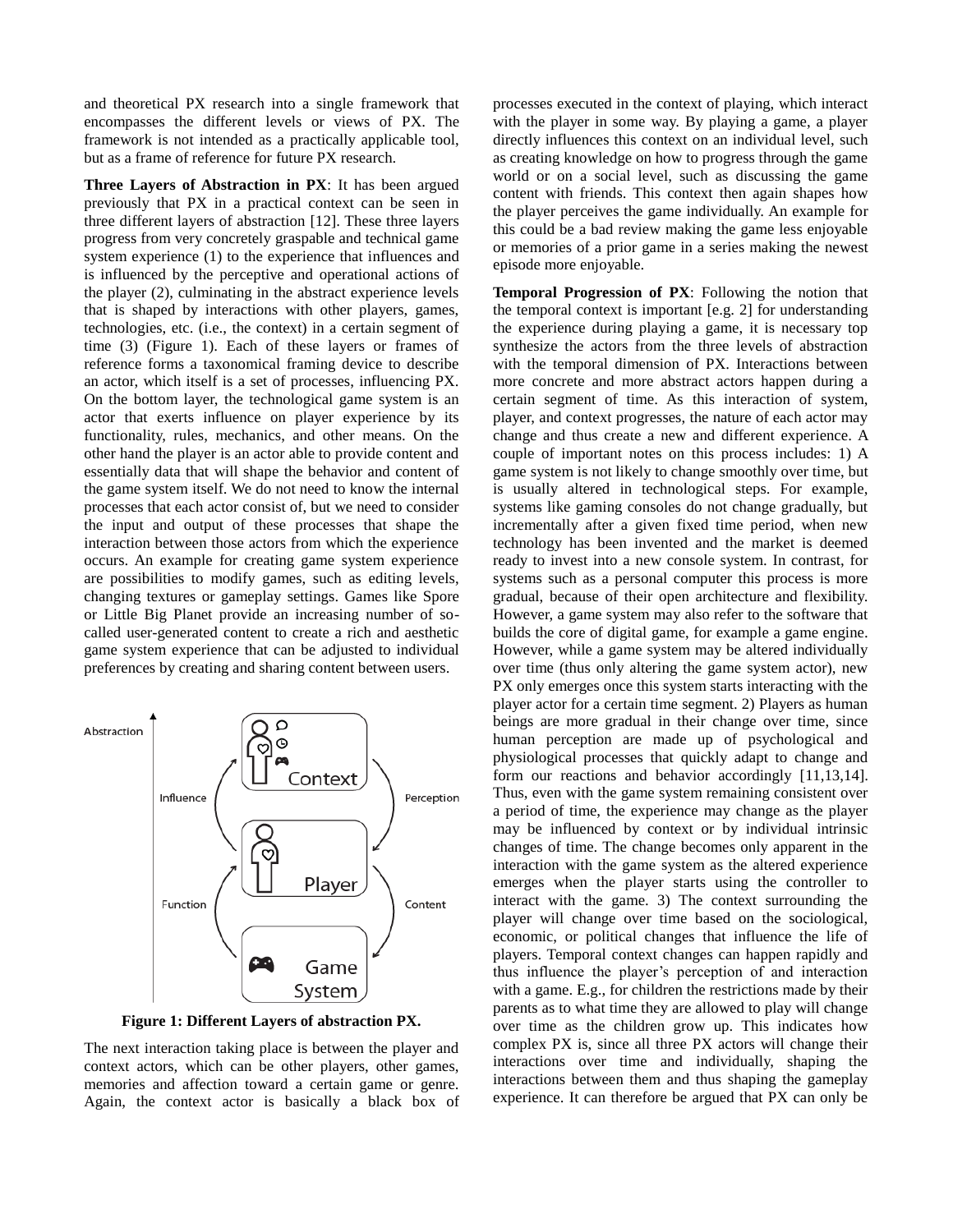and theoretical PX research into a single framework that encompasses the different levels or views of PX. The framework is not intended as a practically applicable tool, but as a frame of reference for future PX research.

**Three Layers of Abstraction in PX**: It has been argued previously that PX in a practical context can be seen in three different layers of abstraction [12]. These three layers progress from very concretely graspable and technical game system experience (1) to the experience that influences and is influenced by the perceptive and operational actions of the player (2), culminating in the abstract experience levels that is shaped by interactions with other players, games, technologies, etc. (i.e., the context) in a certain segment of time (3) (Figure 1). Each of these layers or frames of reference forms a taxonomical framing device to describe an actor, which itself is a set of processes, influencing PX. On the bottom layer, the technological game system is an actor that exerts influence on player experience by its functionality, rules, mechanics, and other means. On the other hand the player is an actor able to provide content and essentially data that will shape the behavior and content of the game system itself. We do not need to know the internal processes that each actor consist of, but we need to consider the input and output of these processes that shape the interaction between those actors from which the experience occurs. An example for creating game system experience are possibilities to modify games, such as editing levels, changing textures or gameplay settings. Games like Spore or Little Big Planet provide an increasing number of so-called user-generated content to create a rich and aesthetic game system experience that can be adjusted to individual preferences by creating and sharing content between users.

**Figure 1: Different Layers of abstraction PX.**

The next interaction taking place is between the player and context actors, which can be other players, other games, memories and affection toward a certain game or genre. Again, the context actor is basically a black box of processes executed in the context of playing, which interact with the player in some way. By playing a game, a player directly influences this context on an individual level, such as creating knowledge on how to progress through the game world or on a social level, such as discussing the game content with friends. This context then again shapes how the player perceives the game individually. An example for this could be a bad review making the game less enjoyable or memories of a prior game in a series making the newest episode more enjoyable.

**Temporal Progression of PX**: Following the notion that the temporal context is important [e.g. 2] for understanding the experience during playing a game, it is necessary top synthesize the actors from the three levels of abstraction with the temporal dimension of PX. Interactions between more concrete and more abstract actors happen during a certain segment of time. As this interaction of system, player, and context progresses, the nature of each actor may change and thus create a new and different experience. A couple of important notes on this process includes: 1) A game system is not likely to change smoothly over time, but is usually altered in technological steps. For example, systems like gaming consoles do not change gradually, but incrementally after a given fixed time period, when new technology has been invented and the market is deemed ready to invest into a new console system. In contrast, for systems such as a personal computer this process is more gradual, because of their open architecture and flexibility. However, a game system may also refer to the software that builds the core of digital game, for example a game engine. However, while a game system may be altered individually over time (thus only altering the game system actor), new PX only emerges once this system starts interacting with the player actor for a certain time segment. 2) Players as human beings are more gradual in their change over time, since human perception are made up of psychological and physiological processes that quickly adapt to change and form our reactions and behavior accordingly [11,13,14]. Thus, even with the game system remaining consistent over a period of time, the experience may change as the player may be influenced by context or by individual intrinsic changes of time. The change becomes only apparent in the interaction with the game system as the altered experience emerges when the player starts using the controller to interact with the game. 3) The context surrounding the player will change over time based on the sociological, economic, or political changes that influence the life of players. Temporal context changes can happen rapidly and thus influence the player's perception of and interaction with a game. E.g., for children the restrictions made by their parents as to what time they are allowed to play will change over time as the children grow up. This indicates how complex PX is, since all three PX actors will change their interactions over time and individually, shaping the interactions between them and thus shaping the gameplay experience. It can therefore be argued that PX can only be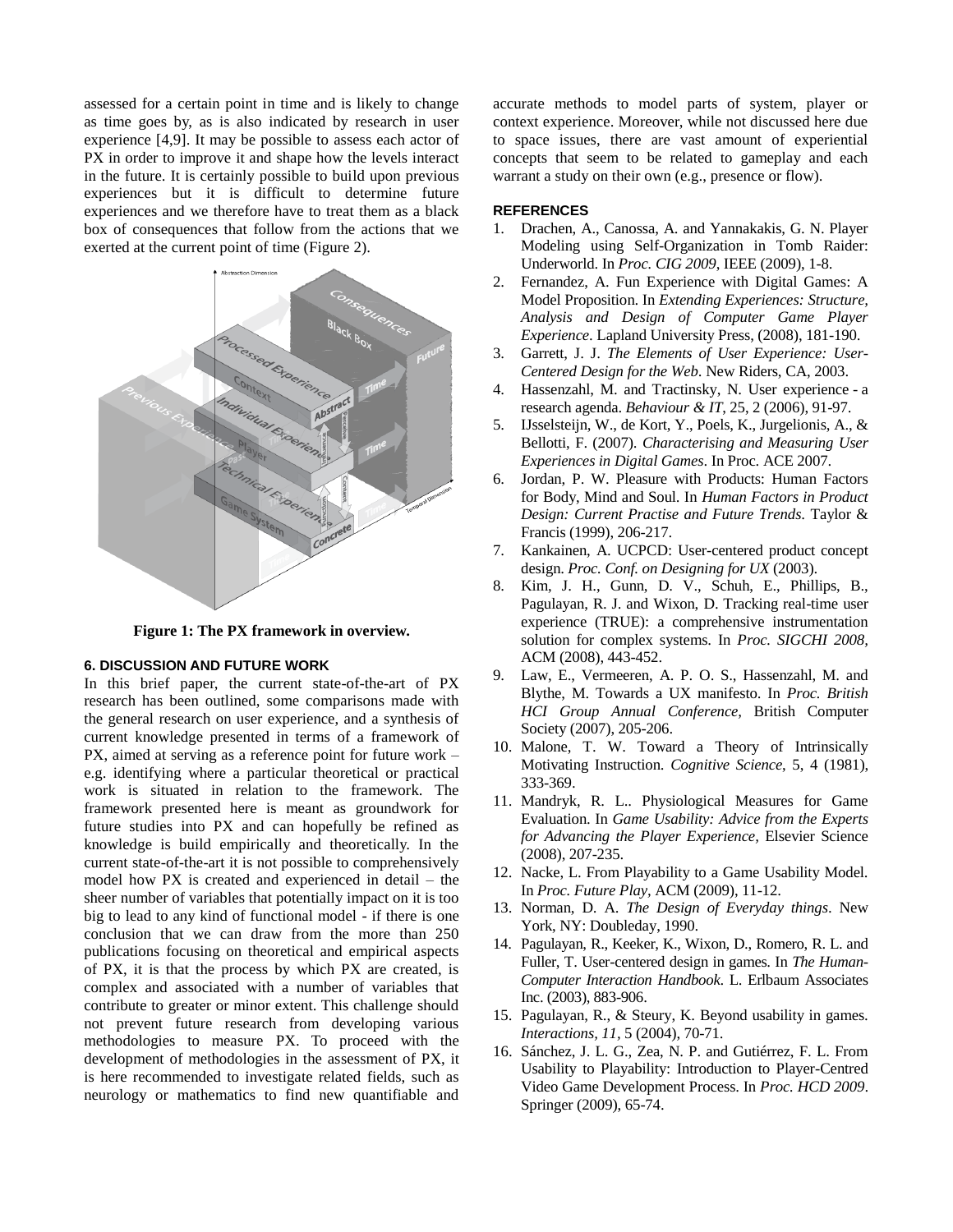assessed for a certain point in time and is likely to change as time goes by, as is also indicated by research in user experience [4,9]. It may be possible to assess each actor of PX in order to improve it and shape how the levels interact in the future. It is certainly possible to build upon previous experiences but it is difficult to determine future experiences and we therefore have to treat them as a black box of consequences that follow from the actions that we exerted at the current point of time (Figure 2).

**Figure 1: The PX framework in overview.**

## 6. DISCUSSION AND FUTURE WORK

In this brief paper, the current state-of-the-art of PX research has been outlined, some comparisons made with the general research on user experience, and a synthesis of current knowledge presented in terms of a framework of PX, aimed at serving as a reference point for future work – e.g. identifying where a particular theoretical or practical work is situated in relation to the framework. The framework presented here is meant as groundwork for future studies into PX and can hopefully be refined as knowledge is build empirically and theoretically. In the current state-of-the-art it is not possible to comprehensively model how PX is created and experienced in detail – the sheer number of variables that potentially impact on it is too big to lead to any kind of functional model - if there is one conclusion that we can draw from the more than 250 publications focusing on theoretical and empirical aspects of PX, it is that the process by which PX are created, is complex and associated with a number of variables that contribute to greater or minor extent. This challenge should not prevent future research from developing various methodologies to measure PX. To proceed with the development of methodologies in the assessment of PX, it is here recommended to investigate related fields, such as neurology or mathematics to find new quantifiable and accurate methods to model parts of system, player or context experience. Moreover, while not discussed here due to space issues, there are vast amount of experiential concepts that seem to be related to gameplay and each warrant a study on their own (e.g., presence or flow).

## REFERENCES

1. Drachen, A., Canossa, A. and Yannakakis, G. N. Player Modeling using Self-Organization in Tomb Raider: Underworld. In *Proc. CIG 2009*, IEEE (2009), 1-8.
2. Fernandez, A. Fun Experience with Digital Games: A Model Proposition. In *Extending Experiences: Structure, Analysis and Design of Computer Game Player Experience*. Lapland University Press, (2008), 181-190.
3. Garrett, J. J. *The Elements of User Experience: User-Centered Design for the Web*. New Riders, CA, 2003.
4. Hassenzahl, M. and Tractinsky, N. User experience - a research agenda. *Behaviour & IT*, 25, 2 (2006), 91-97.
5. IJsselsteijn, W., de Kort, Y., Poels, K., Jurgelionis, A., & Bellotti, F. (2007). *Characterising and Measuring User Experiences in Digital Games*. In Proc. ACE 2007.
6. Jordan, P. W. Pleasure with Products: Human Factors for Body, Mind and Soul. In *Human Factors in Product Design: Current Practise and Future Trends*. Taylor & Francis (1999), 206-217.
7. Kankainen, A. UCPCD: User-centered product concept design. *Proc. Conf. on Designing for UX* (2003).
8. Kim, J. H., Gunn, D. V., Schuh, E., Phillips, B., Pagulayan, R. J. and Wixon, D. Tracking real-time user experience (TRUE): a comprehensive instrumentation solution for complex systems. In *Proc. SIGCHI 2008*, ACM (2008), 443-452.
9. Law, E., Vermeeren, A. P. O. S., Hassenzahl, M. and Blythe, M. Towards a UX manifesto. In *Proc. British HCI Group Annual Conference*, British Computer Society (2007), 205-206.
10. Malone, T. W. Toward a Theory of Intrinsically Motivating Instruction. *Cognitive Science*, 5, 4 (1981), 333-369.
11. Mandryk, R. L.. Physiological Measures for Game Evaluation. In *Game Usability: Advice from the Experts for Advancing the Player Experience*, Elsevier Science (2008), 207-235.
12. Nacke, L. From Playability to a Game Usability Model. In *Proc. Future Play*, ACM (2009), 11-12.
13. Norman, D. A. *The Design of Everyday things*. New York, NY: Doubleday, 1990.
14. Pagulayan, R., Keeker, K., Wixon, D., Romero, R. L. and Fuller, T. User-centered design in games. In *The Human-Computer Interaction Handbook*. L. Erlbaum Associates Inc. (2003), 883-906.
15. Pagulayan, R., & Steury, K. Beyond usability in games. *Interactions, 11*, 5 (2004), 70-71.
16. Sánchez, J. L. G., Zea, N. P. and Gutiérrez, F. L. From Usability to Playability: Introduction to Player-Centred Video Game Development Process. In *Proc. HCD 2009*. Springer (2009), 65-74.